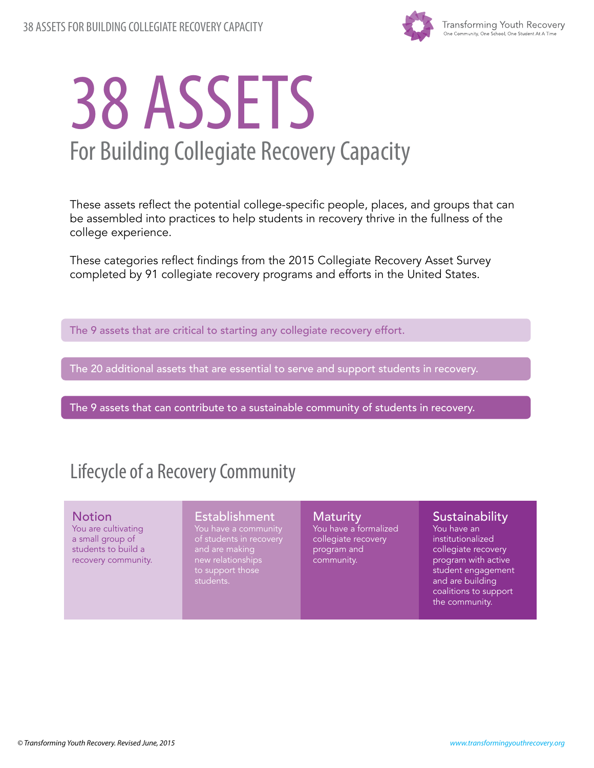# 38 ASSETS

## For Building Collegiate Recovery Capacity

These assets reflect the potential college-specific people, places, and groups that can be assembled into practices to help students in recovery thrive in the fullness of the college experience.

These categories reflect findings from the 2015 Collegiate Recovery Asset Survey completed by 91 collegiate recovery programs and efforts in the United States.

The 9 assets that are critical to starting any collegiate recovery effort.

The 20 additional assets that are essential to serve and support students in recovery.

The 9 assets that can contribute to a sustainable community of students in recovery.

## Lifecycle of a Recovery Community

| Notion | Establishment | Maturity | Sustainability |
|---|---|---|---|
| You are cultivating a small group of students to build a recovery community. | You have a community of students in recovery and are making new relationships to support those students. | You have a formalized collegiate recovery program and community. | You have an institutionalized collegiate recovery program with active student engagement and are building coalitions to support the community. |

*© Transforming Youth Recovery. Revised June, 2015*

www.transformingyouthrecovery.org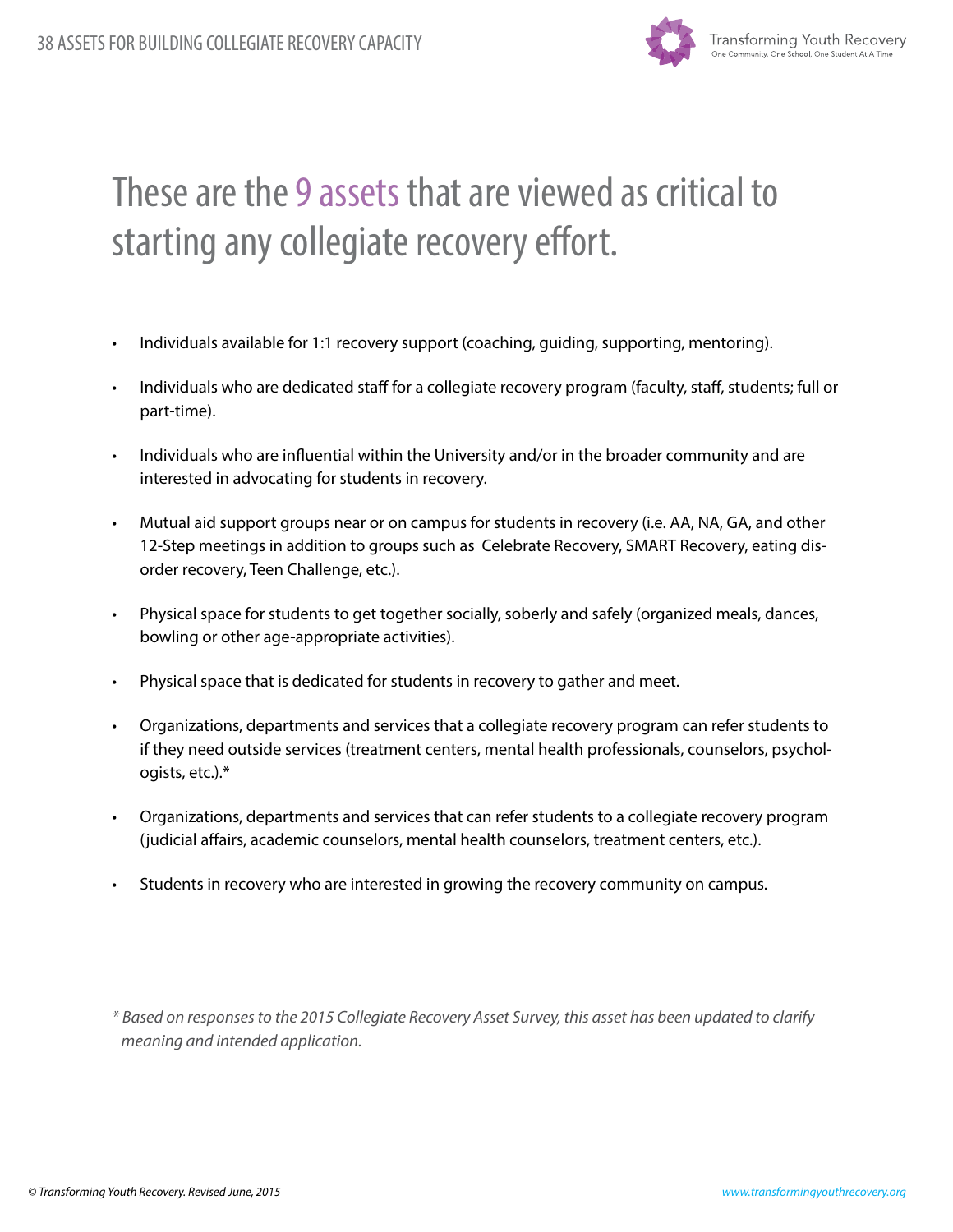# These are the 9 assets that are viewed as critical to starting any collegiate recovery effort.

- Individuals available for 1:1 recovery support (coaching, guiding, supporting, mentoring).
- Individuals who are dedicated staff for a collegiate recovery program (faculty, staff, students; full or part-time).
- Individuals who are influential within the University and/or in the broader community and are interested in advocating for students in recovery.
- Mutual aid support groups near or on campus for students in recovery (i.e. AA, NA, GA, and other 12-Step meetings in addition to groups such as Celebrate Recovery, SMART Recovery, eating disorder recovery, Teen Challenge, etc.).
- Physical space for students to get together socially, soberly and safely (organized meals, dances, bowling or other age-appropriate activities).
- Physical space that is dedicated for students in recovery to gather and meet.
- Organizations, departments and services that a collegiate recovery program can refer students to if they need outside services (treatment centers, mental health professionals, counselors, psychologists, etc.).*
- Organizations, departments and services that can refer students to a collegiate recovery program (judicial affairs, academic counselors, mental health counselors, treatment centers, etc.).
- Students in recovery who are interested in growing the recovery community on campus.

*\* Based on responses to the 2015 Collegiate Recovery Asset Survey, this asset has been updated to clarify meaning and intended application.*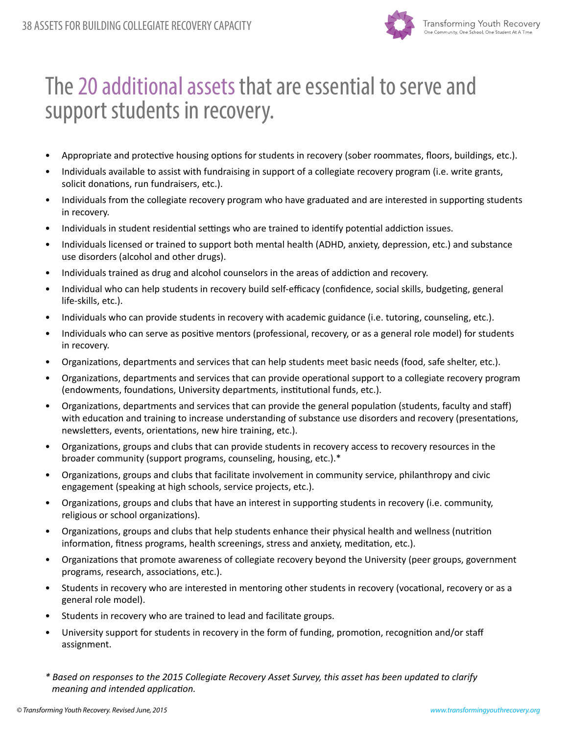# The 20 additional assets that are essential to serve and support students in recovery.

- Appropriate and protective housing options for students in recovery (sober roommates, floors, buildings, etc.).
- Individuals available to assist with fundraising in support of a collegiate recovery program (i.e. write grants, solicit donations, run fundraisers, etc.).
- Individuals from the collegiate recovery program who have graduated and are interested in supporting students in recovery.
- Individuals in student residential settings who are trained to identify potential addiction issues.
- Individuals licensed or trained to support both mental health (ADHD, anxiety, depression, etc.) and substance use disorders (alcohol and other drugs).
- Individuals trained as drug and alcohol counselors in the areas of addiction and recovery.
- Individual who can help students in recovery build self-efficacy (confidence, social skills, budgeting, general life-skills, etc.).
- Individuals who can provide students in recovery with academic guidance (i.e. tutoring, counseling, etc.).
- Individuals who can serve as positive mentors (professional, recovery, or as a general role model) for students in recovery.
- Organizations, departments and services that can help students meet basic needs (food, safe shelter, etc.).
- Organizations, departments and services that can provide operational support to a collegiate recovery program (endowments, foundations, University departments, institutional funds, etc.).
- Organizations, departments and services that can provide the general population (students, faculty and staff) with education and training to increase understanding of substance use disorders and recovery (presentations, newsletters, events, orientations, new hire training, etc.).
- Organizations, groups and clubs that can provide students in recovery access to recovery resources in the broader community (support programs, counseling, housing, etc.).*
- Organizations, groups and clubs that facilitate involvement in community service, philanthropy and civic engagement (speaking at high schools, service projects, etc.).
- Organizations, groups and clubs that have an interest in supporting students in recovery (i.e. community, religious or school organizations).
- Organizations, groups and clubs that help students enhance their physical health and wellness (nutrition information, fitness programs, health screenings, stress and anxiety, meditation, etc.).
- Organizations that promote awareness of collegiate recovery beyond the University (peer groups, government programs, research, associations, etc.).
- Students in recovery who are interested in mentoring other students in recovery (vocational, recovery or as a general role model).
- Students in recovery who are trained to lead and facilitate groups.
- University support for students in recovery in the form of funding, promotion, recognition and/or staff assignment.

*\* Based on responses to the 2015 Collegiate Recovery Asset Survey, this asset has been updated to clarify meaning and intended application.*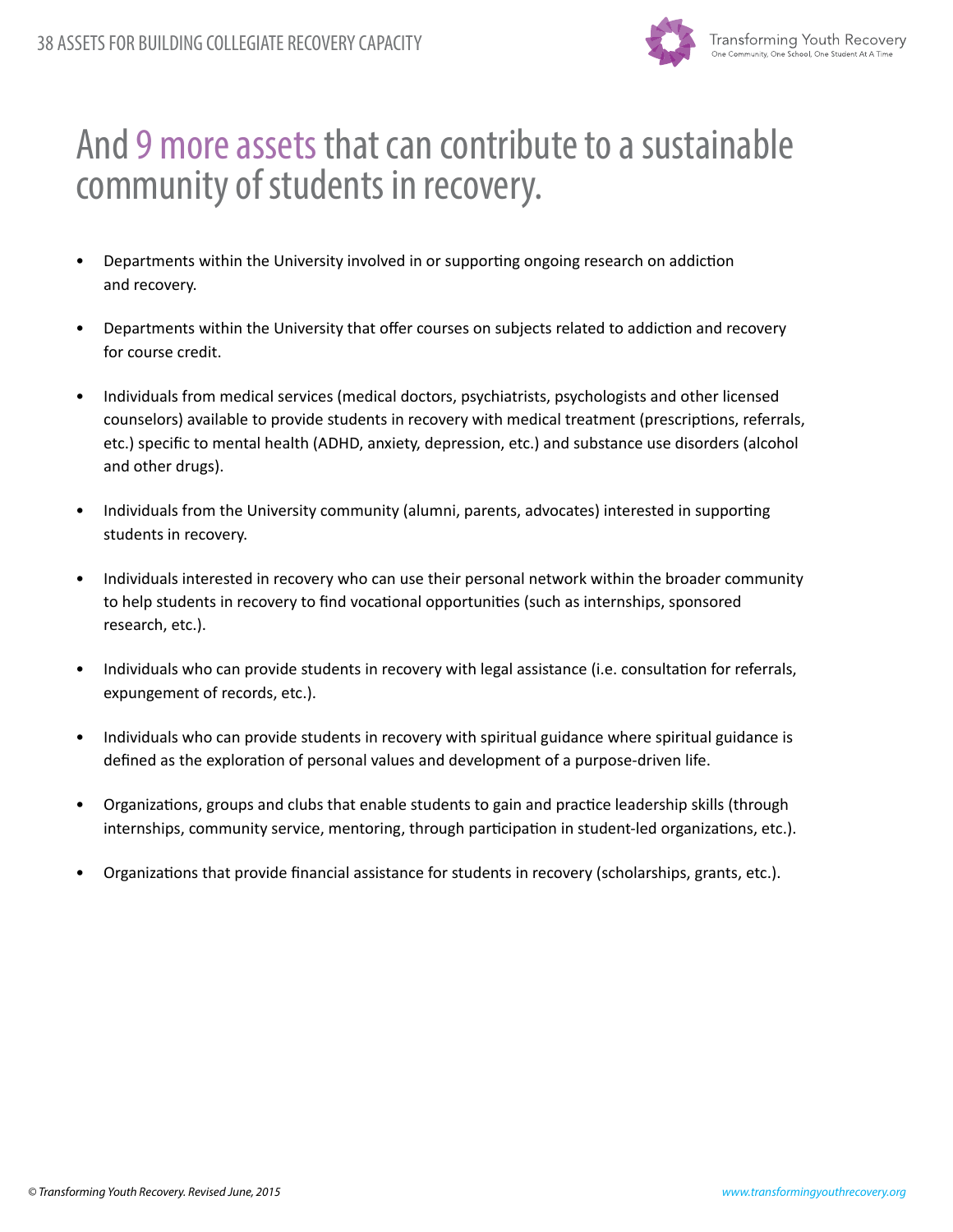# And 9 more assets that can contribute to a sustainable community of students in recovery.

- Departments within the University involved in or supporting ongoing research on addiction and recovery.
- Departments within the University that offer courses on subjects related to addiction and recovery for course credit.
- Individuals from medical services (medical doctors, psychiatrists, psychologists and other licensed counselors) available to provide students in recovery with medical treatment (prescriptions, referrals, etc.) specific to mental health (ADHD, anxiety, depression, etc.) and substance use disorders (alcohol and other drugs).
- Individuals from the University community (alumni, parents, advocates) interested in supporting students in recovery.
- Individuals interested in recovery who can use their personal network within the broader community to help students in recovery to find vocational opportunities (such as internships, sponsored research, etc.).
- Individuals who can provide students in recovery with legal assistance (i.e. consultation for referrals, expungement of records, etc.).
- Individuals who can provide students in recovery with spiritual guidance where spiritual guidance is defined as the exploration of personal values and development of a purpose-driven life.
- Organizations, groups and clubs that enable students to gain and practice leadership skills (through internships, community service, mentoring, through participation in student-led organizations, etc.).
- Organizations that provide financial assistance for students in recovery (scholarships, grants, etc.).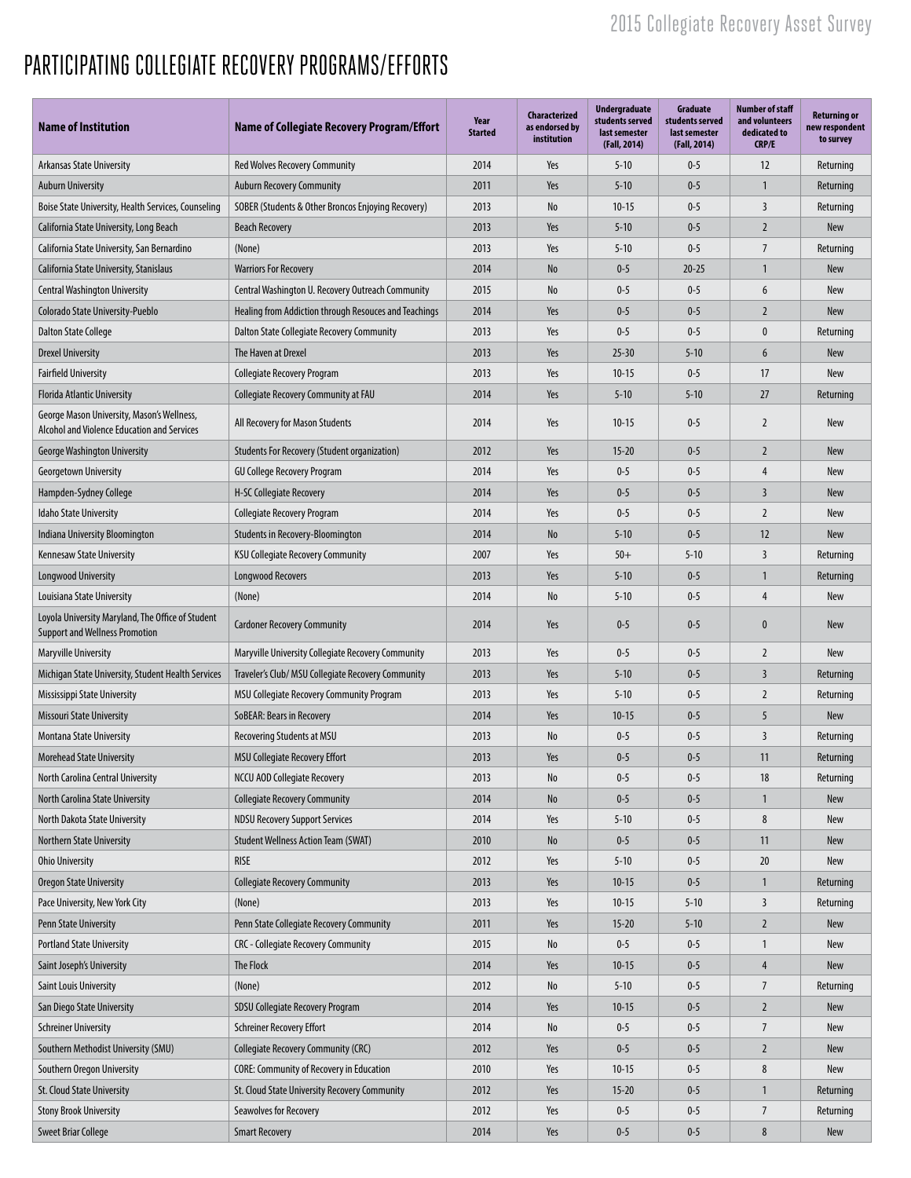# PARTICIPATING COLLEGIATE RECOVERY PROGRAMS/EFFORTS

| Name of Institution | Name of Collegiate Recovery Program/Effort | Year Started | Characterized as endorsed by institution | Undergraduate students served last semester (Fall, 2014) | Graduate students served last semester (Fall, 2014) | Number of staff and volunteers dedicated to CRP/E | Returning or new respondent to survey |
|---|---|---|---|---|---|---|---|
| Arkansas State University | Red Wolves Recovery Community | 2014 | Yes | 5-10 | 0-5 | 12 | Returning |
| Auburn University | Auburn Recovery Community | 2011 | Yes | 5-10 | 0-5 | 1 | Returning |
| Boise State University, Health Services, Counseling | SOBER (Students & Other Broncos Enjoying Recovery) | 2013 | No | 10-15 | 0-5 | 3 | Returning |
| California State University, Long Beach | Beach Recovery | 2013 | Yes | 5-10 | 0-5 | 2 | New |
| California State University, San Bernardino | (None) | 2013 | Yes | 5-10 | 0-5 | 7 | Returning |
| California State University, Stanislaus | Warriors For Recovery | 2014 | No | 0-5 | 20-25 | 1 | New |
| Central Washington University | Central Washington U. Recovery Outreach Community | 2015 | No | 0-5 | 0-5 | 6 | New |
| Colorado State University-Pueblo | Healing from Addiction through Resouces and Teachings | 2014 | Yes | 0-5 | 0-5 | 2 | New |
| Dalton State College | Dalton State Collegiate Recovery Community | 2013 | Yes | 0-5 | 0-5 | 0 | Returning |
| Drexel University | The Haven at Drexel | 2013 | Yes | 25-30 | 5-10 | 6 | New |
| Fairfield University | Collegiate Recovery Program | 2013 | Yes | 10-15 | 0-5 | 17 | New |
| Florida Atlantic University | Collegiate Recovery Community at FAU | 2014 | Yes | 5-10 | 5-10 | 27 | Returning |
| George Mason University, Mason's Wellness, Alcohol and Violence Education and Services | All Recovery for Mason Students | 2014 | Yes | 10-15 | 0-5 | 2 | New |
| George Washington University | Students For Recovery (Student organization) | 2012 | Yes | 15-20 | 0-5 | 2 | New |
| Georgetown University | GU College Recovery Program | 2014 | Yes | 0-5 | 0-5 | 4 | New |
| Hampden-Sydney College | H-SC Collegiate Recovery | 2014 | Yes | 0-5 | 0-5 | 3 | New |
| Idaho State University | Collegiate Recovery Program | 2014 | Yes | 0-5 | 0-5 | 2 | New |
| Indiana University Bloomington | Students in Recovery-Bloomington | 2014 | No | 5-10 | 0-5 | 12 | New |
| Kennesaw State University | KSU Collegiate Recovery Community | 2007 | Yes | 50+ | 5-10 | 3 | Returning |
| Longwood University | Longwood Recovers | 2013 | Yes | 5-10 | 0-5 | 1 | Returning |
| Louisiana State University | (None) | 2014 | No | 5-10 | 0-5 | 4 | New |
| Loyola University Maryland, The Office of Student Support and Wellness Promotion | Cardoner Recovery Community | 2014 | Yes | 0-5 | 0-5 | 0 | New |
| Maryville University | Maryville University Collegiate Recovery Community | 2013 | Yes | 0-5 | 0-5 | 2 | New |
| Michigan State University, Student Health Services | Traveler's Club/ MSU Collegiate Recovery Community | 2013 | Yes | 5-10 | 0-5 | 3 | Returning |
| Mississippi State University | MSU Collegiate Recovery Community Program | 2013 | Yes | 5-10 | 0-5 | 2 | Returning |
| Missouri State University | SoBEAR: Bears in Recovery | 2014 | Yes | 10-15 | 0-5 | 5 | New |
| Montana State University | Recovering Students at MSU | 2013 | No | 0-5 | 0-5 | 3 | Returning |
| Morehead State University | MSU Collegiate Recovery Effort | 2013 | Yes | 0-5 | 0-5 | 11 | Returning |
| North Carolina Central University | NCCU AOD Collegiate Recovery | 2013 | No | 0-5 | 0-5 | 18 | Returning |
| North Carolina State University | Collegiate Recovery Community | 2014 | No | 0-5 | 0-5 | 1 | New |
| North Dakota State University | NDSU Recovery Support Services | 2014 | Yes | 5-10 | 0-5 | 8 | New |
| Northern State University | Student Wellness Action Team (SWAT) | 2010 | No | 0-5 | 0-5 | 11 | New |
| Ohio University | RISE | 2012 | Yes | 5-10 | 0-5 | 20 | New |
| Oregon State University | Collegiate Recovery Community | 2013 | Yes | 10-15 | 0-5 | 1 | Returning |
| Pace University, New York City | (None) | 2013 | Yes | 10-15 | 5-10 | 3 | Returning |
| Penn State University | Penn State Collegiate Recovery Community | 2011 | Yes | 15-20 | 5-10 | 2 | New |
| Portland State University | CRC - Collegiate Recovery Community | 2015 | No | 0-5 | 0-5 | 1 | New |
| Saint Joseph's University | The Flock | 2014 | Yes | 10-15 | 0-5 | 4 | New |
| Saint Louis University | (None) | 2012 | No | 5-10 | 0-5 | 7 | Returning |
| San Diego State University | SDSU Collegiate Recovery Program | 2014 | Yes | 10-15 | 0-5 | 2 | New |
| Schreiner University | Schreiner Recovery Effort | 2014 | No | 0-5 | 0-5 | 7 | New |
| Southern Methodist University (SMU) | Collegiate Recovery Community (CRC) | 2012 | Yes | 0-5 | 0-5 | 2 | New |
| Southern Oregon University | CORE: Community of Recovery in Education | 2010 | Yes | 10-15 | 0-5 | 8 | New |
| St. Cloud State University | St. Cloud State University Recovery Community | 2012 | Yes | 15-20 | 0-5 | 1 | Returning |
| Stony Brook University | Seawolves for Recovery | 2012 | Yes | 0-5 | 0-5 | 7 | Returning |
| Sweet Briar College | Smart Recovery | 2014 | Yes | 0-5 | 0-5 | 8 | New |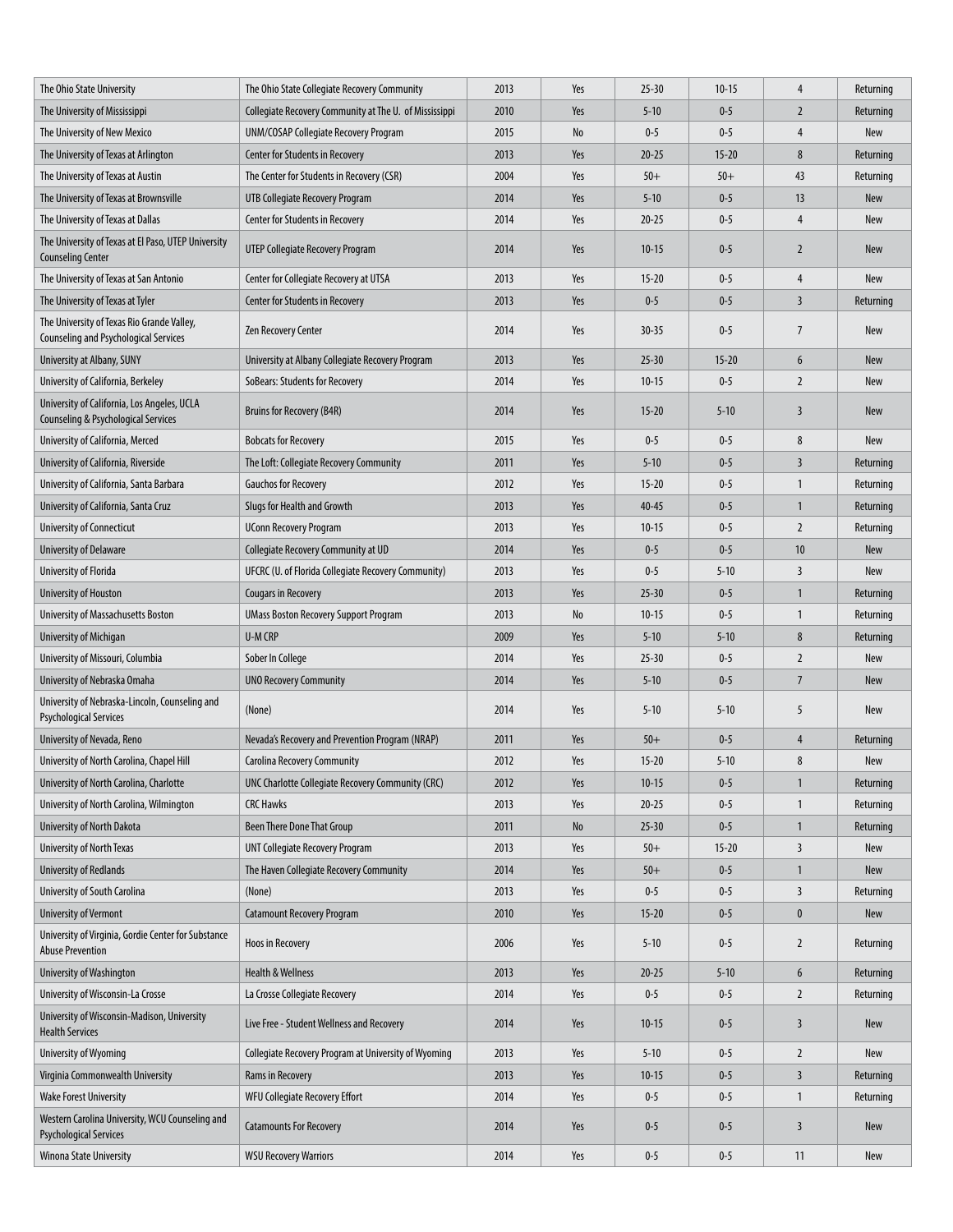| | | | | | | | |
|---|---|---|---|---|---|---|---|
| The Ohio State University | The Ohio State Collegiate Recovery Community | 2013 | Yes | 25-30 | 10-15 | 4 | Returning |
| The University of Mississippi | Collegiate Recovery Community at The U. of Mississippi | 2010 | Yes | 5-10 | 0-5 | 2 | Returning |
| The University of New Mexico | UNM/COSAP Collegiate Recovery Program | 2015 | No | 0-5 | 0-5 | 4 | New |
| The University of Texas at Arlington | Center for Students in Recovery | 2013 | Yes | 20-25 | 15-20 | 8 | Returning |
| The University of Texas at Austin | The Center for Students in Recovery (CSR) | 2004 | Yes | 50+ | 50+ | 43 | Returning |
| The University of Texas at Brownsville | UTB Collegiate Recovery Program | 2014 | Yes | 5-10 | 0-5 | 13 | New |
| The University of Texas at Dallas | Center for Students in Recovery | 2014 | Yes | 20-25 | 0-5 | 4 | New |
| The University of Texas at El Paso, UTEP University Counseling Center | UTEP Collegiate Recovery Program | 2014 | Yes | 10-15 | 0-5 | 2 | New |
| The University of Texas at San Antonio | Center for Collegiate Recovery at UTSA | 2013 | Yes | 15-20 | 0-5 | 4 | New |
| The University of Texas at Tyler | Center for Students in Recovery | 2013 | Yes | 0-5 | 0-5 | 3 | Returning |
| The University of Texas Rio Grande Valley, Counseling and Psychological Services | Zen Recovery Center | 2014 | Yes | 30-35 | 0-5 | 7 | New |
| University at Albany, SUNY | University at Albany Collegiate Recovery Program | 2013 | Yes | 25-30 | 15-20 | 6 | New |
| University of California, Berkeley | SoBears: Students for Recovery | 2014 | Yes | 10-15 | 0-5 | 2 | New |
| University of California, Los Angeles, UCLA Counseling & Psychological Services | Bruins for Recovery (B4R) | 2014 | Yes | 15-20 | 5-10 | 3 | New |
| University of California, Merced | Bobcats for Recovery | 2015 | Yes | 0-5 | 0-5 | 8 | New |
| University of California, Riverside | The Loft: Collegiate Recovery Community | 2011 | Yes | 5-10 | 0-5 | 3 | Returning |
| University of California, Santa Barbara | Gauchos for Recovery | 2012 | Yes | 15-20 | 0-5 | 1 | Returning |
| University of California, Santa Cruz | Slugs for Health and Growth | 2013 | Yes | 40-45 | 0-5 | 1 | Returning |
| University of Connecticut | UConn Recovery Program | 2013 | Yes | 10-15 | 0-5 | 2 | Returning |
| University of Delaware | Collegiate Recovery Community at UD | 2014 | Yes | 0-5 | 0-5 | 10 | New |
| University of Florida | UFCRC (U. of Florida Collegiate Recovery Community) | 2013 | Yes | 0-5 | 5-10 | 3 | New |
| University of Houston | Cougars in Recovery | 2013 | Yes | 25-30 | 0-5 | 1 | Returning |
| University of Massachusetts Boston | UMass Boston Recovery Support Program | 2013 | No | 10-15 | 0-5 | 1 | Returning |
| University of Michigan | U-M CRP | 2009 | Yes | 5-10 | 5-10 | 8 | Returning |
| University of Missouri, Columbia | Sober In College | 2014 | Yes | 25-30 | 0-5 | 2 | New |
| University of Nebraska Omaha | UNO Recovery Community | 2014 | Yes | 5-10 | 0-5 | 7 | New |
| University of Nebraska-Lincoln, Counseling and Psychological Services | (None) | 2014 | Yes | 5-10 | 5-10 | 5 | New |
| University of Nevada, Reno | Nevada's Recovery and Prevention Program (NRAP) | 2011 | Yes | 50+ | 0-5 | 4 | Returning |
| University of North Carolina, Chapel Hill | Carolina Recovery Community | 2012 | Yes | 15-20 | 5-10 | 8 | New |
| University of North Carolina, Charlotte | UNC Charlotte Collegiate Recovery Community (CRC) | 2012 | Yes | 10-15 | 0-5 | 1 | Returning |
| University of North Carolina, Wilmington | CRC Hawks | 2013 | Yes | 20-25 | 0-5 | 1 | Returning |
| University of North Dakota | Been There Done That Group | 2011 | No | 25-30 | 0-5 | 1 | Returning |
| University of North Texas | UNT Collegiate Recovery Program | 2013 | Yes | 50+ | 15-20 | 3 | New |
| University of Redlands | The Haven Collegiate Recovery Community | 2014 | Yes | 50+ | 0-5 | 1 | New |
| University of South Carolina | (None) | 2013 | Yes | 0-5 | 0-5 | 3 | Returning |
| University of Vermont | Catamount Recovery Program | 2010 | Yes | 15-20 | 0-5 | 0 | New |
| University of Virginia, Gordie Center for Substance Abuse Prevention | Hoos in Recovery | 2006 | Yes | 5-10 | 0-5 | 2 | Returning |
| University of Washington | Health & Wellness | 2013 | Yes | 20-25 | 5-10 | 6 | Returning |
| University of Wisconsin-La Crosse | La Crosse Collegiate Recovery | 2014 | Yes | 0-5 | 0-5 | 2 | Returning |
| University of Wisconsin-Madison, University Health Services | Live Free - Student Wellness and Recovery | 2014 | Yes | 10-15 | 0-5 | 3 | New |
| University of Wyoming | Collegiate Recovery Program at University of Wyoming | 2013 | Yes | 5-10 | 0-5 | 2 | New |
| Virginia Commonwealth University | Rams in Recovery | 2013 | Yes | 10-15 | 0-5 | 3 | Returning |
| Wake Forest University | WFU Collegiate Recovery Effort | 2014 | Yes | 0-5 | 0-5 | 1 | Returning |
| Western Carolina University, WCU Counseling and Psychological Services | Catamounts For Recovery | 2014 | Yes | 0-5 | 0-5 | 3 | New |
| Winona State University | WSU Recovery Warriors | 2014 | Yes | 0-5 | 0-5 | 11 | New |